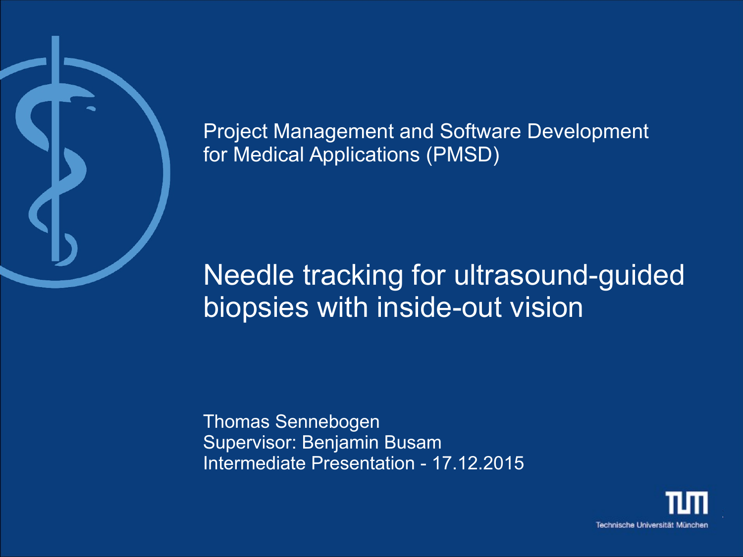Project Management and Software Development for Medical Applications (PMSD)

# Needle tracking for ultrasound-guided biopsies with inside-out vision

Thomas Sennebogen
Supervisor: Benjamin Busam
Intermediate Presentation - 17.12.2015

Technische Universität München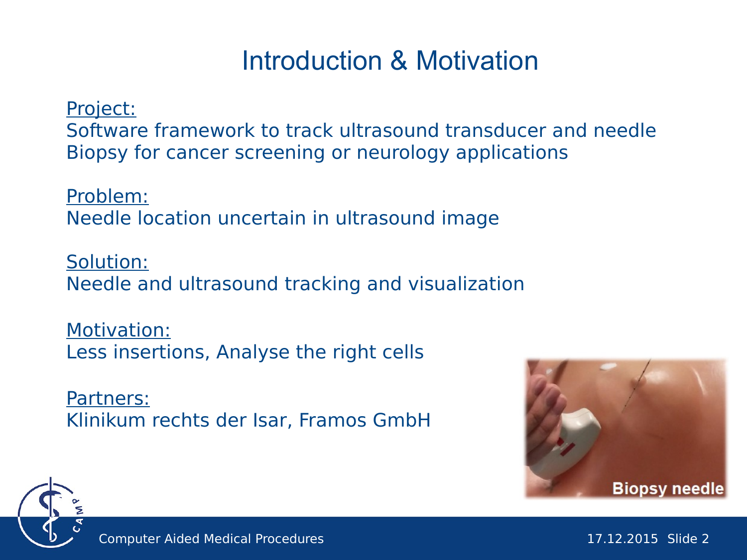# Introduction & Motivation

Project:
Software framework to track ultrasound transducer and needle
Biopsy for cancer screening or neurology applications

Problem:
Needle location uncertain in ultrasound image

Solution:
Needle and ultrasound tracking and visualization

Motivation:
Less insertions, Analyse the right cells

Partners:
Klinikum rechts der Isar, Framos GmbH

Biopsy needle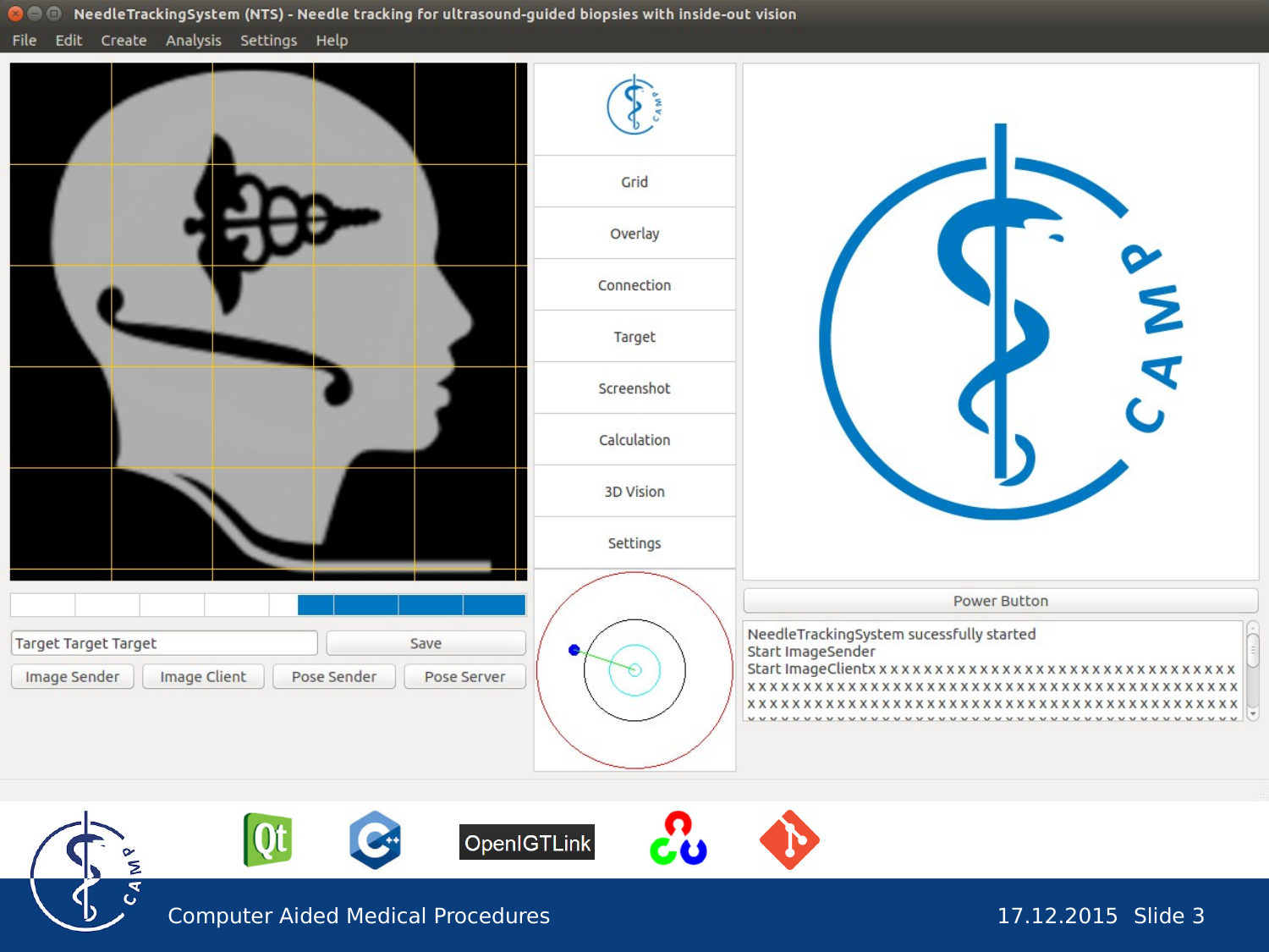NeedleTrackingSystem (NTS) - Needle tracking for ultrasound-guided biopsies with inside-out vision

File Edit Create Analysis Settings Help

Grid

Overlay

Connection

Target

Screenshot

Calculation

3D Vision

Settings

Target Target Target

Save

Image Sender

Image Client

Pose Sender

Pose Server

Power Button

NeedleTrackingSystem sucessfully started
Start ImageSender
Start ImageClientx x x x x x x x x x x x x x x x x x x x x x x x x x x x x x x x x x
x x x x x x x x x x x x x x x x x x x x x x x x x x x x x x x x x x x x x x x x x x x x
x x x x x x x x x x x x x x x x x x x x x x x x x x x x x x x x x x x x x x x x x x x x

OpenIGTLink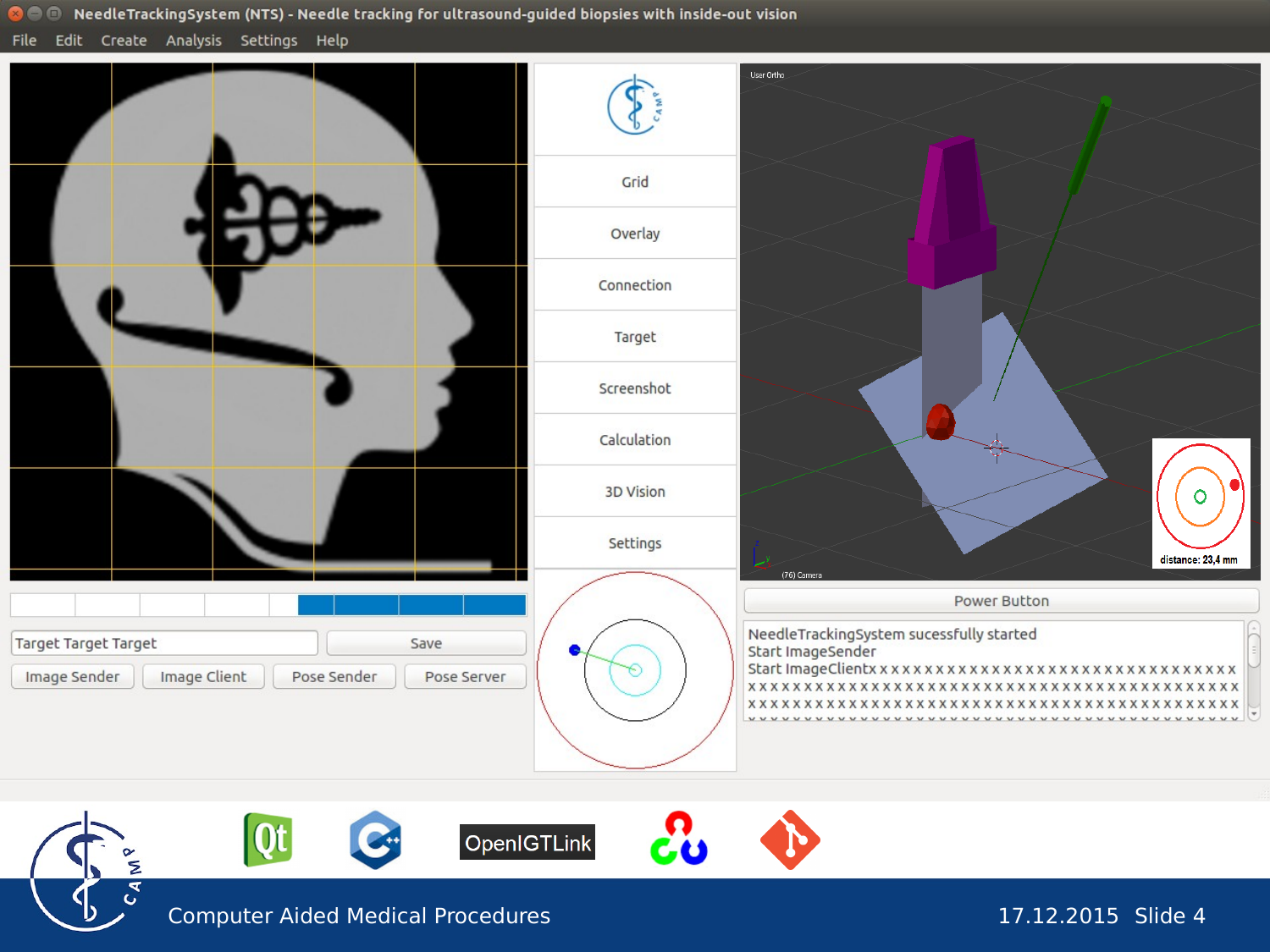NeedleTrackingSystem (NTS) - Needle tracking for ultrasound-guided biopsies with inside-out vision

File Edit Create Analysis Settings Help

Grid

Overlay

Connection

Target

Screenshot

Calculation

3D Vision

Settings

Target Target Target

Save

Image Sender Image Client Pose Sender Pose Server

Power Button

NeedleTrackingSystem sucessfully started
Start ImageSender
Start ImageClient

distance: 23,4 mm

OpenIGTLink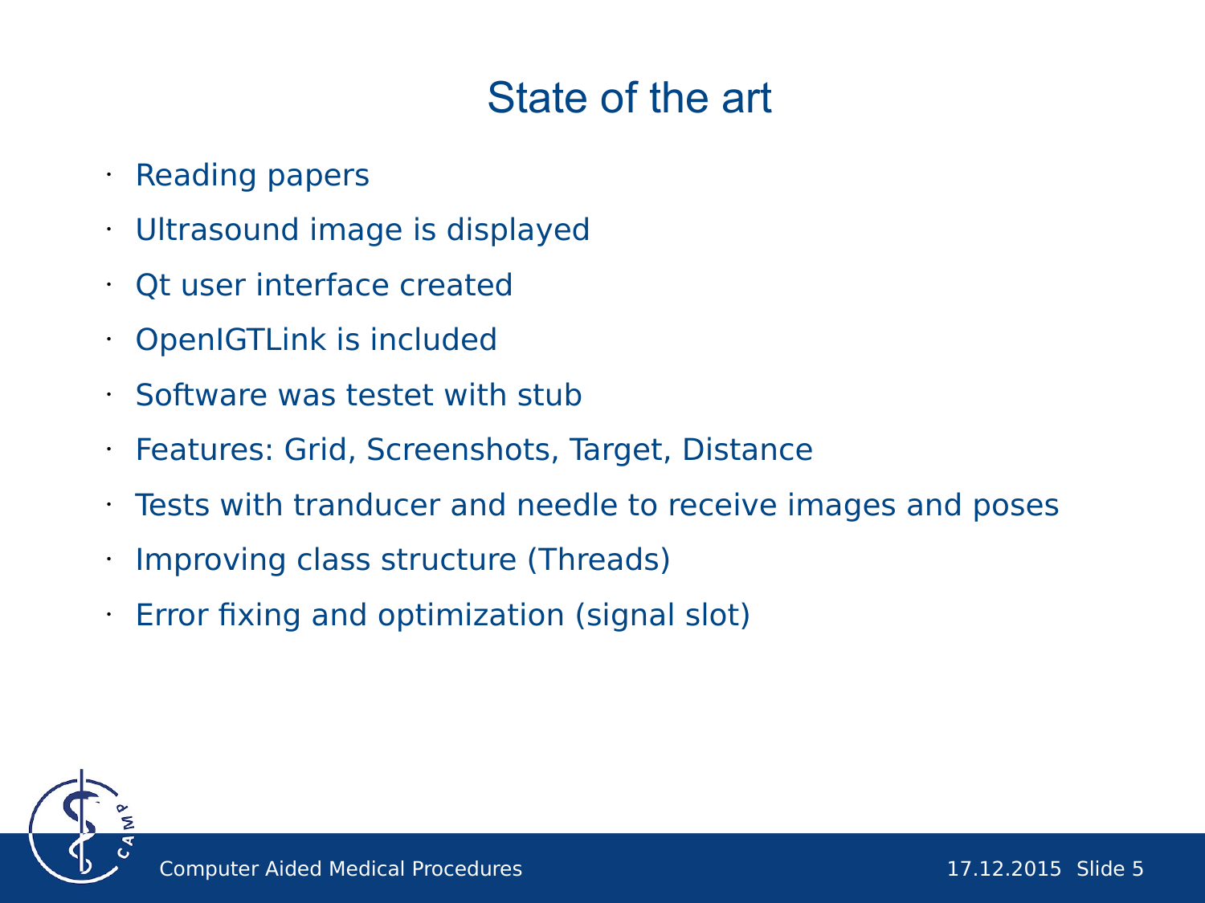# State of the art

- Reading papers
- Ultrasound image is displayed
- Qt user interface created
- OpenIGTLink is included
- Software was testet with stub
- Features: Grid, Screenshots, Target, Distance
- Tests with tranducer and needle to receive images and poses
- Improving class structure (Threads)
- Error fixing and optimization (signal slot)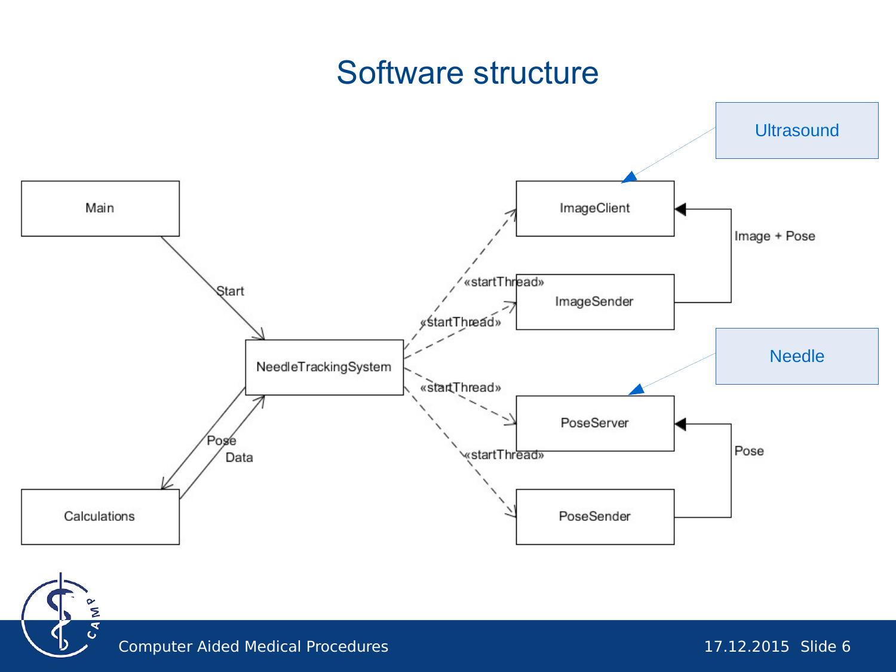# Software structure

Main

Start

NeedleTrackingSystem

Pose

Data

Calculations

«startThread»

«startThread»

«startThread»

«startThread»

ImageClient

ImageSender

PoseServer

PoseSender

Image + Pose

Pose

Ultrasound

Needle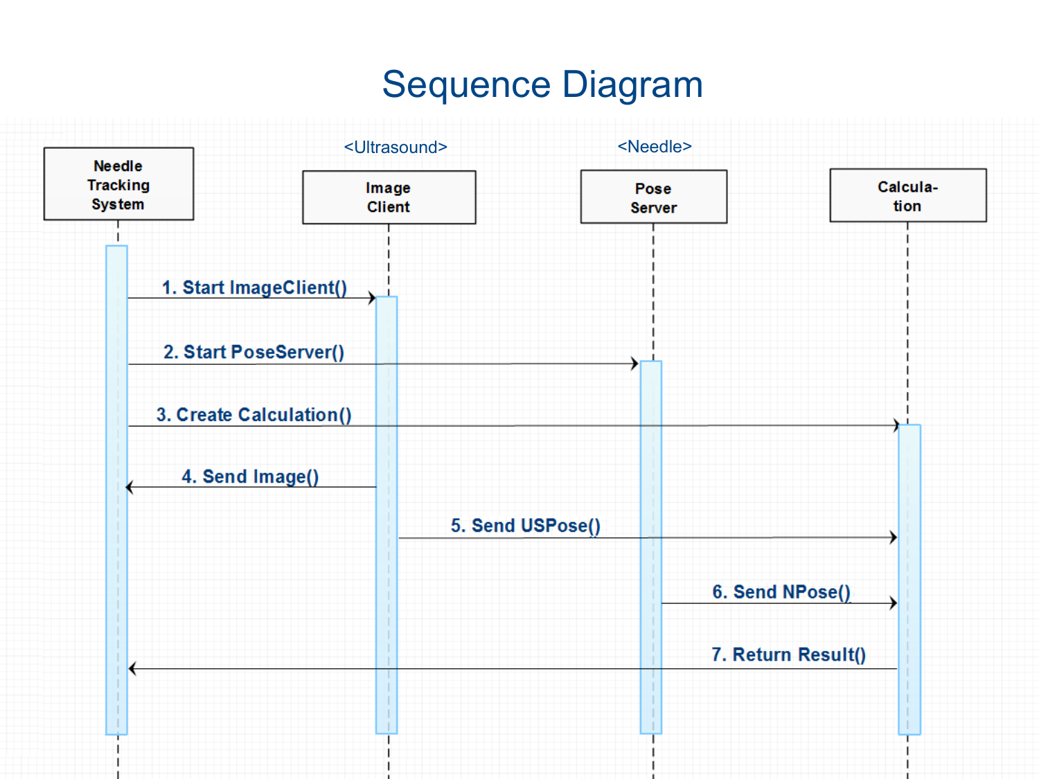# Sequence Diagram

Needle Tracking System

<Ultrasound>
Image Client

<Needle>
Pose Server

Calculation

1. Start ImageClient()
2. Start PoseServer()
3. Create Calculation()
4. Send Image()
5. Send USPose()
6. Send NPose()
7. Return Result()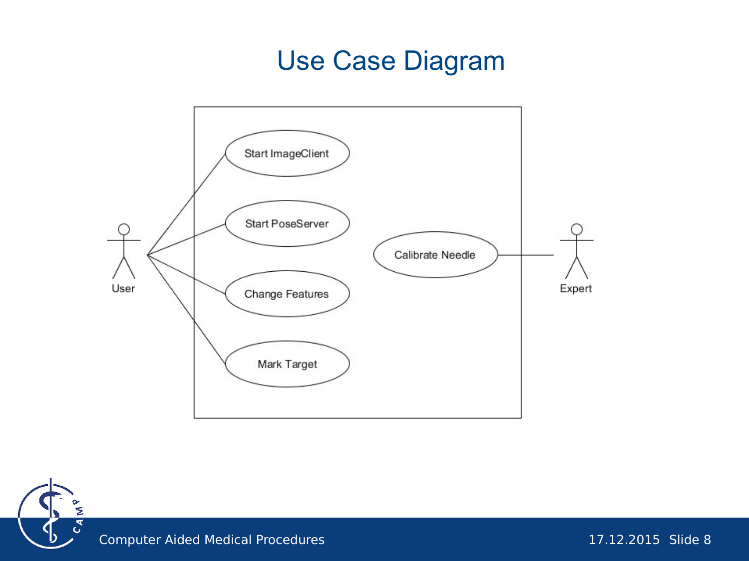# Use Case Diagram

User

Start ImageClient

Start PoseServer

Change Features

Mark Target

Calibrate Needle

Expert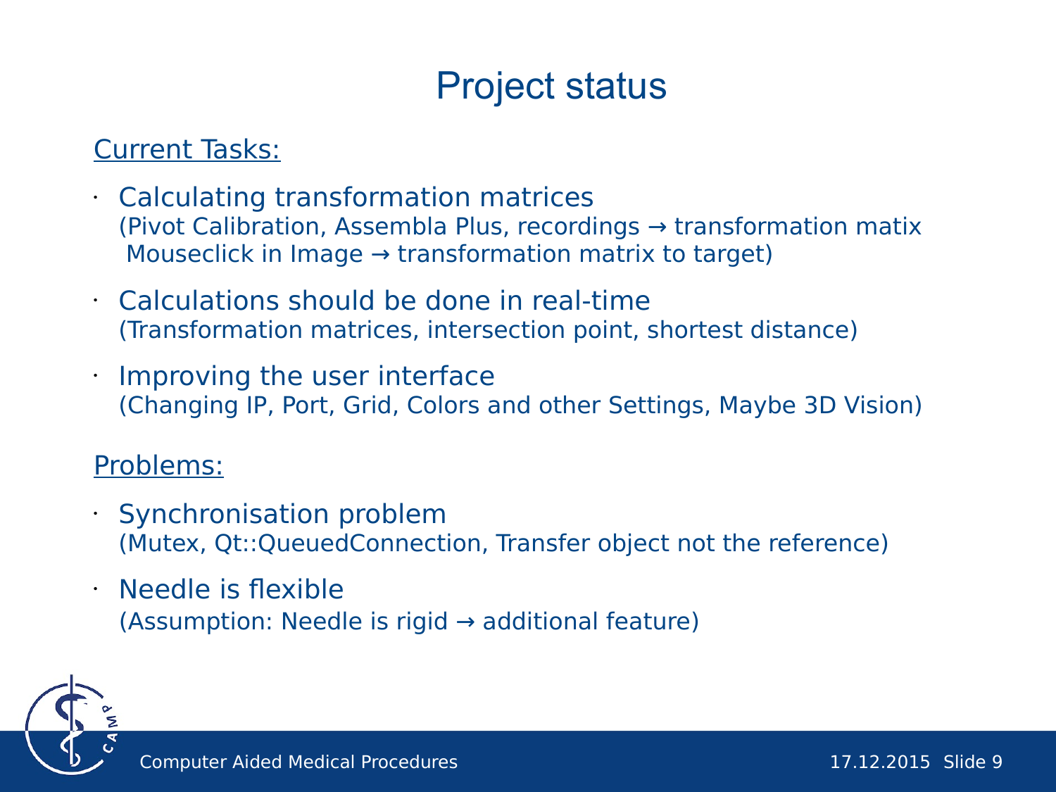# Project status

<u>Current Tasks:</u>

- Calculating transformation matrices
  (Pivot Calibration, Assembla Plus, recordings → transformation matix
  Mouseclick in Image → transformation matrix to target)
- Calculations should be done in real-time
  (Transformation matrices, intersection point, shortest distance)
- Improving the user interface
  (Changing IP, Port, Grid, Colors and other Settings, Maybe 3D Vision)

<u>Problems:</u>

- Synchronisation problem
  (Mutex, Qt::QueuedConnection, Transfer object not the reference)
- Needle is flexible
  (Assumption: Needle is rigid → additional feature)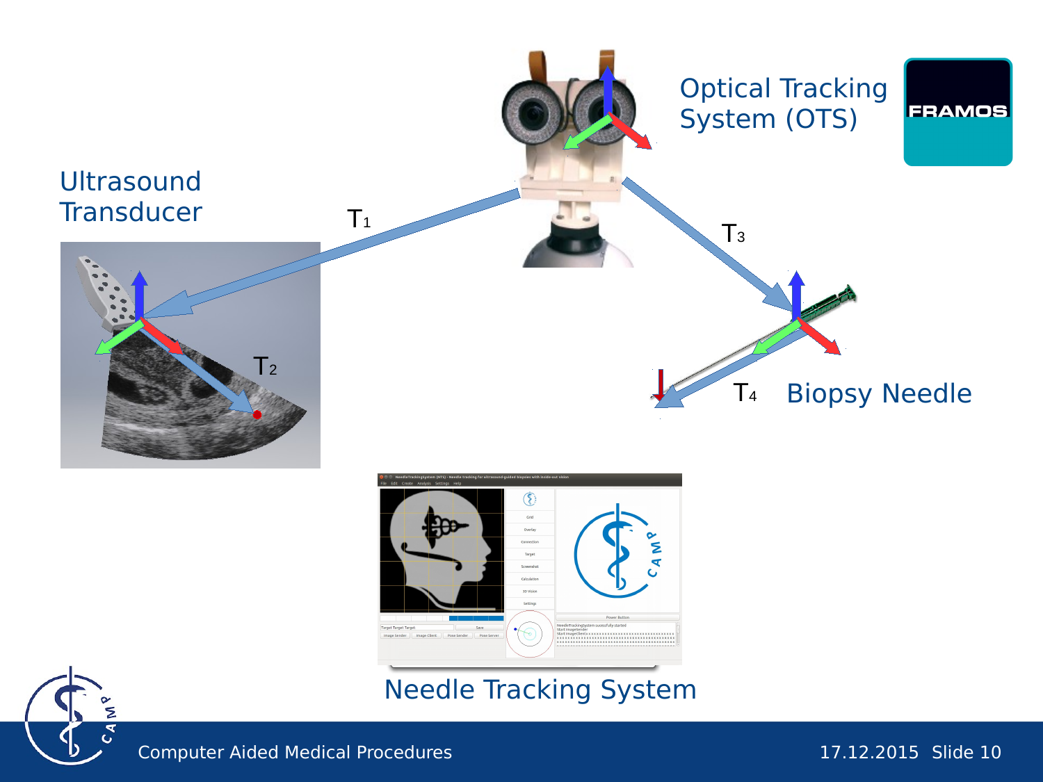Ultrasound Transducer

$T_1$

Optical Tracking System (OTS)

FRAMOS

$T_2$

$T_3$

$T_4$

Biopsy Needle

Needle Tracking System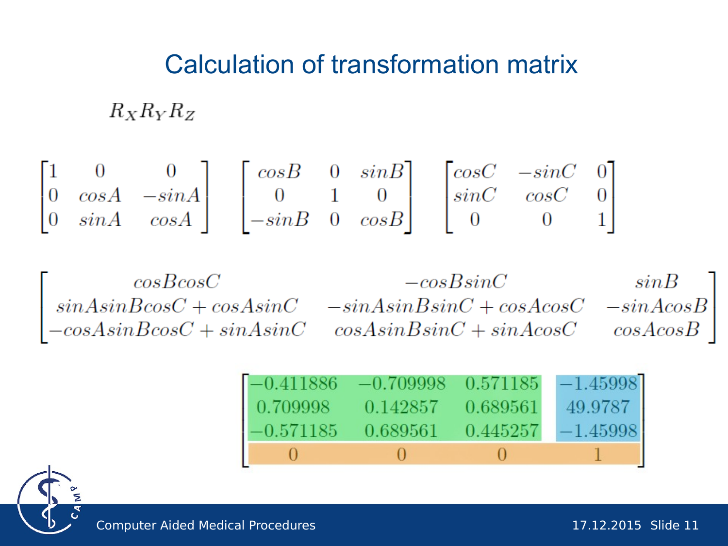# Calculation of transformation matrix

$$R_X R_Y R_Z$$

$$\begin{bmatrix} 1 & 0 & 0 \\ 0 & cosA & -sinA \\ 0 & sinA & cosA \end{bmatrix} \begin{bmatrix} cosB & 0 & sinB \\ 0 & 1 & 0 \\ -sinB & 0 & cosB \end{bmatrix} \begin{bmatrix} cosC & -sinC & 0 \\ sinC & cosC & 0 \\ 0 & 0 & 1 \end{bmatrix}$$

$$\begin{bmatrix} cosBcosC & -cosBsinC & sinB \\ sinAsinBcosC + cosAsinC & -sinAsinBsinC + cosAcosC & -sinAcosB \\ -cosAsinBcosC + sinAsinC & cosAsinBsinC + sinAcosC & cosAcosB \end{bmatrix}$$

$$\begin{bmatrix} -0.411886 & -0.709998 & 0.571185 & -1.45998 \\ 0.709998 & 0.142857 & 0.689561 & 49.9787 \\ -0.571185 & 0.689561 & 0.445257 & -1.45998 \\ 0 & 0 & 0 & 1 \end{bmatrix}$$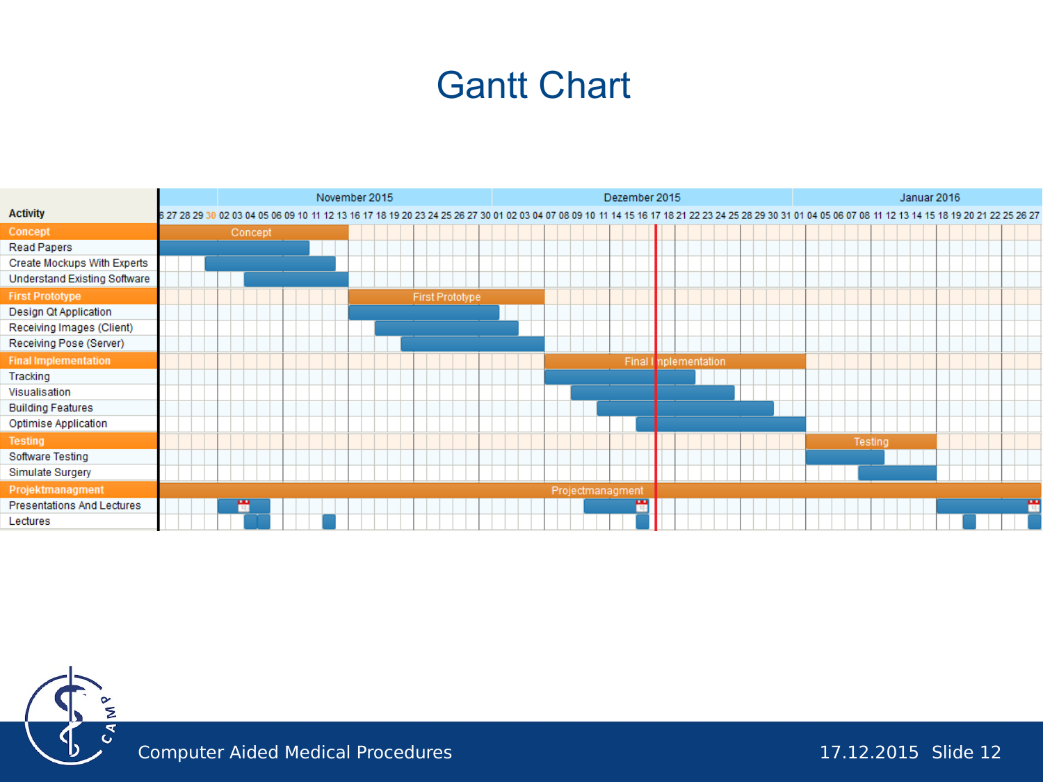# Gantt Chart

| Activity |
|---|
| **Concept** |
| Read Papers |
| Create Mockups With Experts |
| Understand Existing Software |
| **First Prototype** |
| Design Qt Application |
| Receiving Images (Client) |
| Receiving Pose (Server) |
| **Final Implementation** |
| Tracking |
| Visualisation |
| Building Features |
| Optimise Application |
| **Testing** |
| Software Testing |
| Simulate Surgery |
| **Projektmanagment** |
| Presentations And Lectures |
| Lectures |

November 2015 · Dezember 2015 · Januar 2016

Computer Aided Medical Procedures

17.12.2015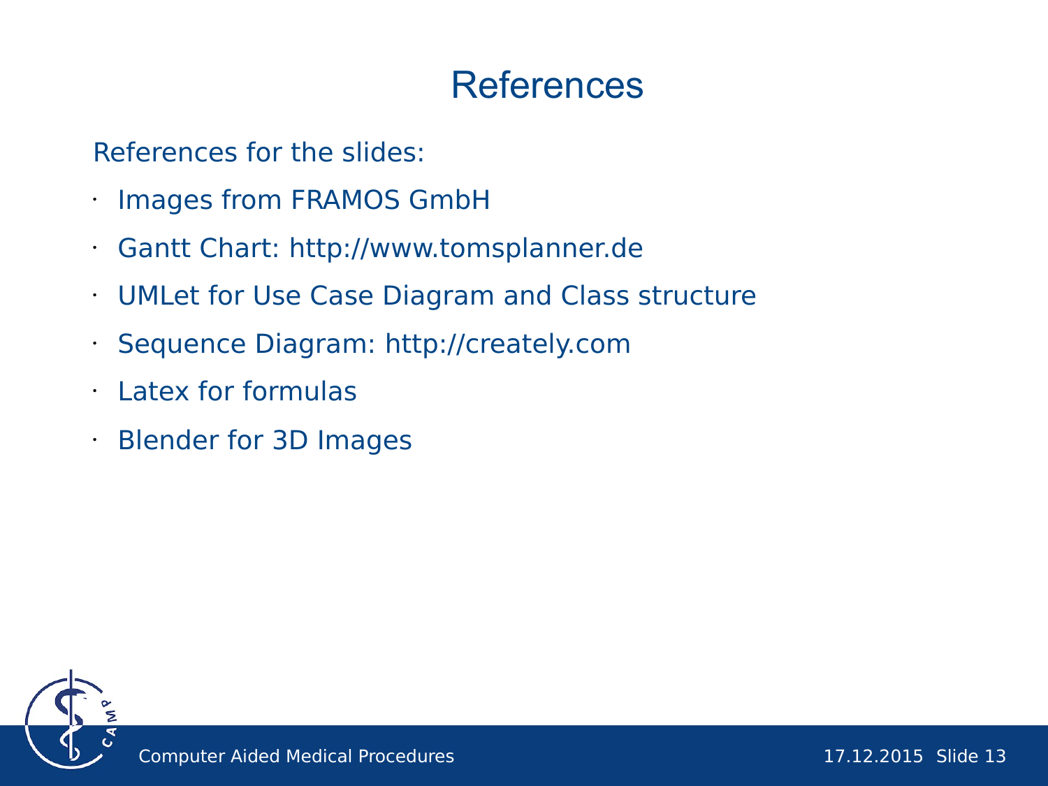# References

References for the slides:

- Images from FRAMOS GmbH
- Gantt Chart: http://www.tomsplanner.de
- UMLet for Use Case Diagram and Class structure
- Sequence Diagram: http://creately.com
- Latex for formulas
- Blender for 3D Images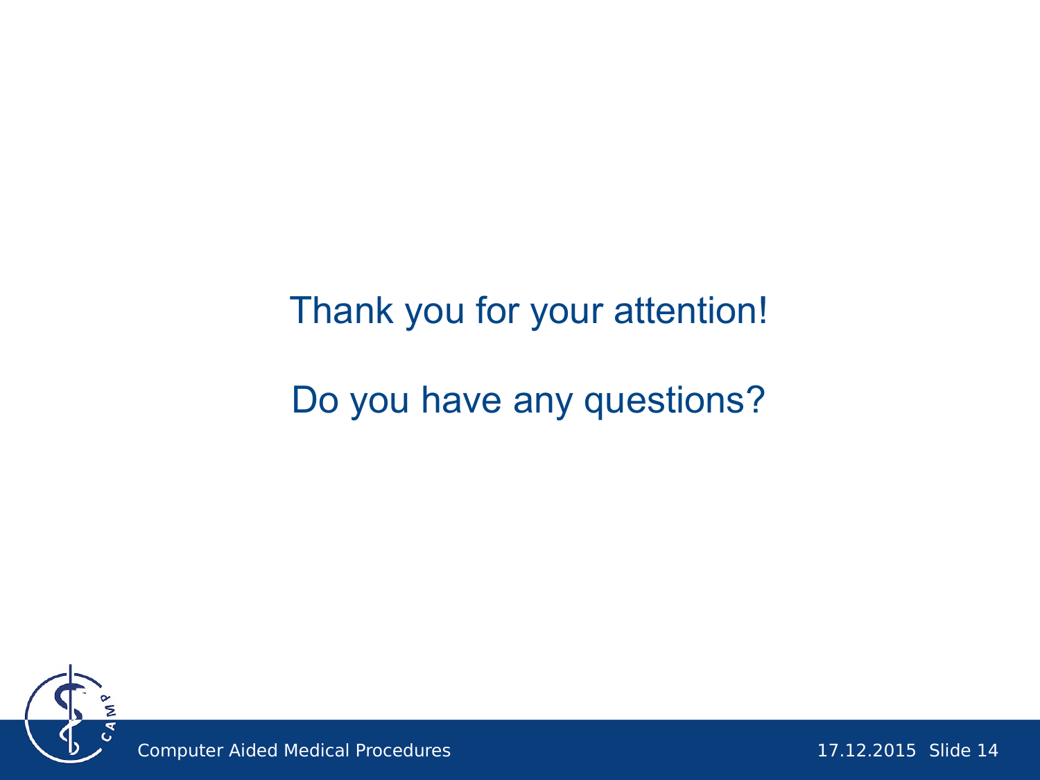Thank you for your attention!

Do you have any questions?